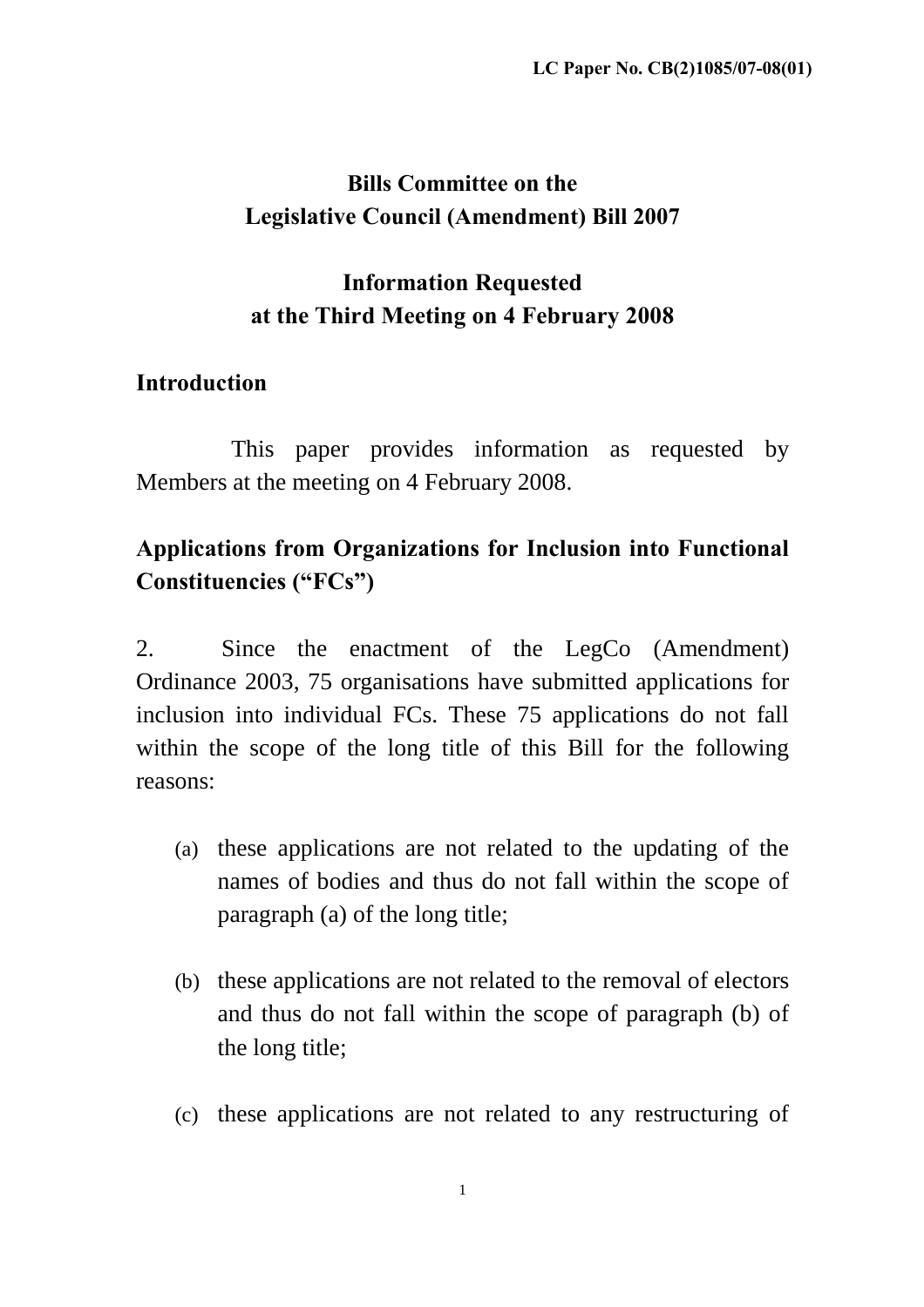LC Paper No. CB(2)1085/07-08(01)

# Bills Committee on the Legislative Council (Amendment) Bill 2007

## Information Requested at the Third Meeting on 4 February 2008

### Introduction

This paper provides information as requested by Members at the meeting on 4 February 2008.

### Applications from Organizations for Inclusion into Functional Constituencies ("FCs")

2. Since the enactment of the LegCo (Amendment) Ordinance 2003, 75 organisations have submitted applications for inclusion into individual FCs. These 75 applications do not fall within the scope of the long title of this Bill for the following reasons:

(a) these applications are not related to the updating of the names of bodies and thus do not fall within the scope of paragraph (a) of the long title;

(b) these applications are not related to the removal of electors and thus do not fall within the scope of paragraph (b) of the long title;

(c) these applications are not related to any restructuring of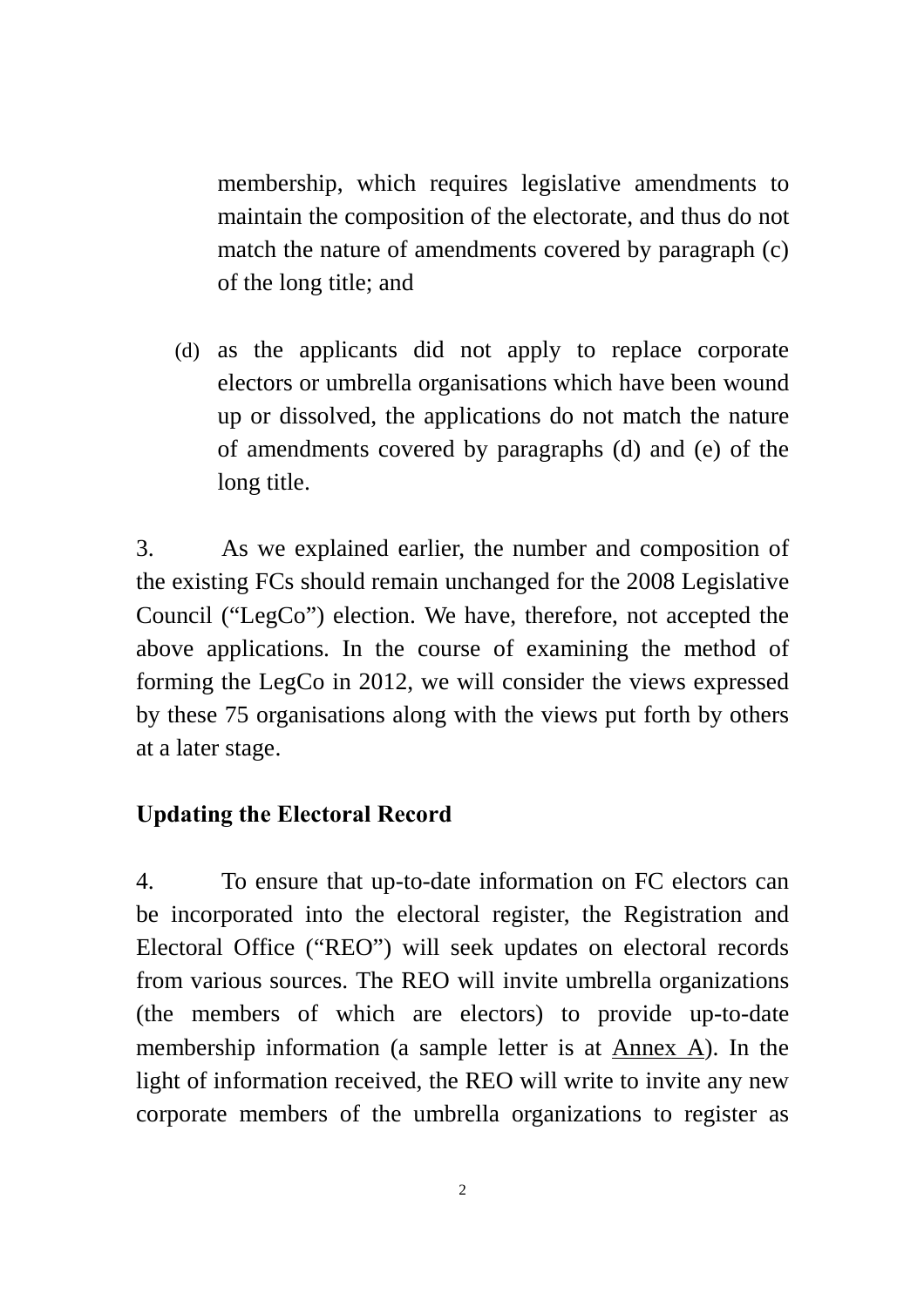membership, which requires legislative amendments to maintain the composition of the electorate, and thus do not match the nature of amendments covered by paragraph (c) of the long title; and

(d) as the applicants did not apply to replace corporate electors or umbrella organisations which have been wound up or dissolved, the applications do not match the nature of amendments covered by paragraphs (d) and (e) of the long title.

3. As we explained earlier, the number and composition of the existing FCs should remain unchanged for the 2008 Legislative Council ("LegCo") election. We have, therefore, not accepted the above applications. In the course of examining the method of forming the LegCo in 2012, we will consider the views expressed by these 75 organisations along with the views put forth by others at a later stage.

**Updating the Electoral Record**

4. To ensure that up-to-date information on FC electors can be incorporated into the electoral register, the Registration and Electoral Office ("REO") will seek updates on electoral records from various sources. The REO will invite umbrella organizations (the members of which are electors) to provide up-to-date membership information (a sample letter is at Annex A). In the light of information received, the REO will write to invite any new corporate members of the umbrella organizations to register as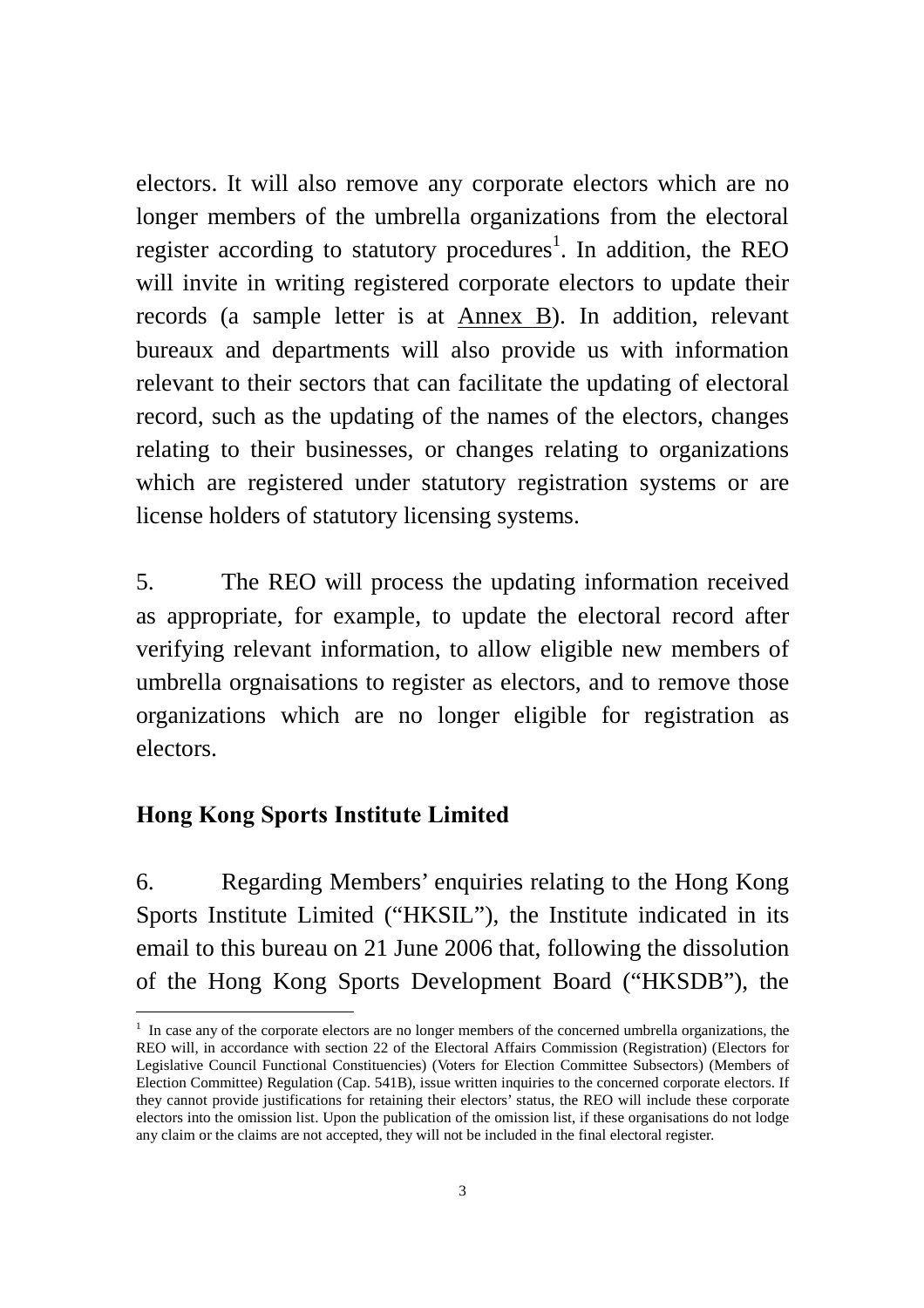electors. It will also remove any corporate electors which are no longer members of the umbrella organizations from the electoral register according to statutory procedures[1]. In addition, the REO will invite in writing registered corporate electors to update their records (a sample letter is at Annex B). In addition, relevant bureaux and departments will also provide us with information relevant to their sectors that can facilitate the updating of electoral record, such as the updating of the names of the electors, changes relating to their businesses, or changes relating to organizations which are registered under statutory registration systems or are license holders of statutory licensing systems.

5. The REO will process the updating information received as appropriate, for example, to update the electoral record after verifying relevant information, to allow eligible new members of umbrella orgnaisations to register as electors, and to remove those organizations which are no longer eligible for registration as electors.

**Hong Kong Sports Institute Limited**

6. Regarding Members' enquiries relating to the Hong Kong Sports Institute Limited ("HKSIL"), the Institute indicated in its email to this bureau on 21 June 2006 that, following the dissolution of the Hong Kong Sports Development Board ("HKSDB"), the

---

[1] In case any of the corporate electors are no longer members of the concerned umbrella organizations, the REO will, in accordance with section 22 of the Electoral Affairs Commission (Registration) (Electors for Legislative Council Functional Constituencies) (Voters for Election Committee Subsectors) (Members of Election Committee) Regulation (Cap. 541B), issue written inquiries to the concerned corporate electors. If they cannot provide justifications for retaining their electors' status, the REO will include these corporate electors into the omission list. Upon the publication of the omission list, if these organisations do not lodge any claim or the claims are not accepted, they will not be included in the final electoral register.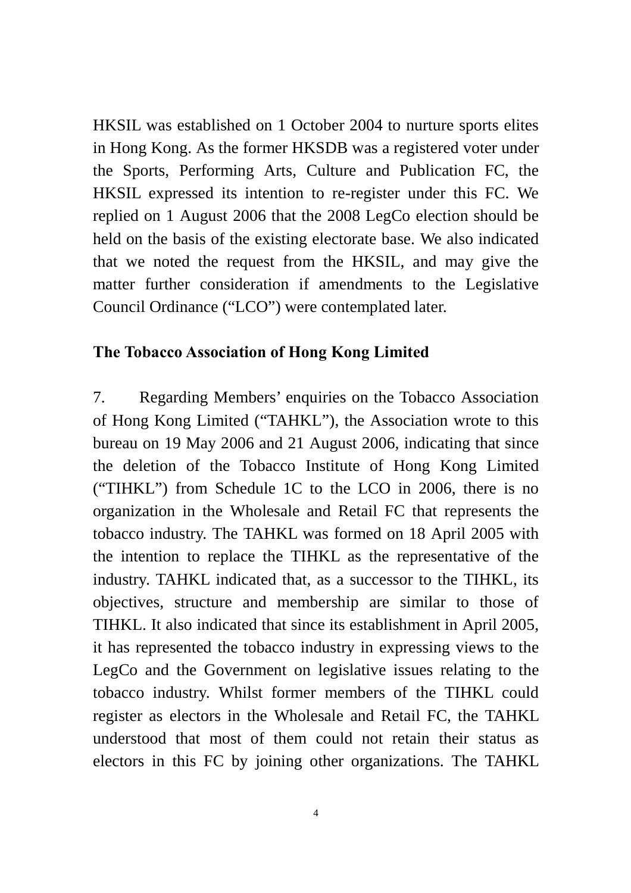HKSIL was established on 1 October 2004 to nurture sports elites in Hong Kong. As the former HKSDB was a registered voter under the Sports, Performing Arts, Culture and Publication FC, the HKSIL expressed its intention to re-register under this FC. We replied on 1 August 2006 that the 2008 LegCo election should be held on the basis of the existing electorate base. We also indicated that we noted the request from the HKSIL, and may give the matter further consideration if amendments to the Legislative Council Ordinance ("LCO") were contemplated later.

**The Tobacco Association of Hong Kong Limited**

7. Regarding Members' enquiries on the Tobacco Association of Hong Kong Limited ("TAHKL"), the Association wrote to this bureau on 19 May 2006 and 21 August 2006, indicating that since the deletion of the Tobacco Institute of Hong Kong Limited ("TIHKL") from Schedule 1C to the LCO in 2006, there is no organization in the Wholesale and Retail FC that represents the tobacco industry. The TAHKL was formed on 18 April 2005 with the intention to replace the TIHKL as the representative of the industry. TAHKL indicated that, as a successor to the TIHKL, its objectives, structure and membership are similar to those of TIHKL. It also indicated that since its establishment in April 2005, it has represented the tobacco industry in expressing views to the LegCo and the Government on legislative issues relating to the tobacco industry. Whilst former members of the TIHKL could register as electors in the Wholesale and Retail FC, the TAHKL understood that most of them could not retain their status as electors in this FC by joining other organizations. The TAHKL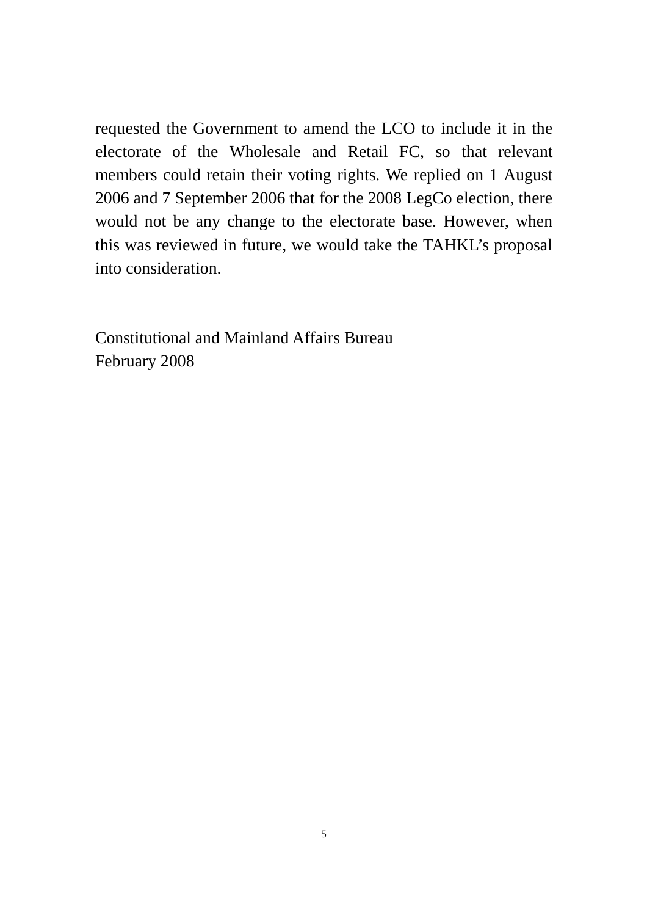requested the Government to amend the LCO to include it in the electorate of the Wholesale and Retail FC, so that relevant members could retain their voting rights. We replied on 1 August 2006 and 7 September 2006 that for the 2008 LegCo election, there would not be any change to the electorate base. However, when this was reviewed in future, we would take the TAHKL's proposal into consideration.

Constitutional and Mainland Affairs Bureau
February 2008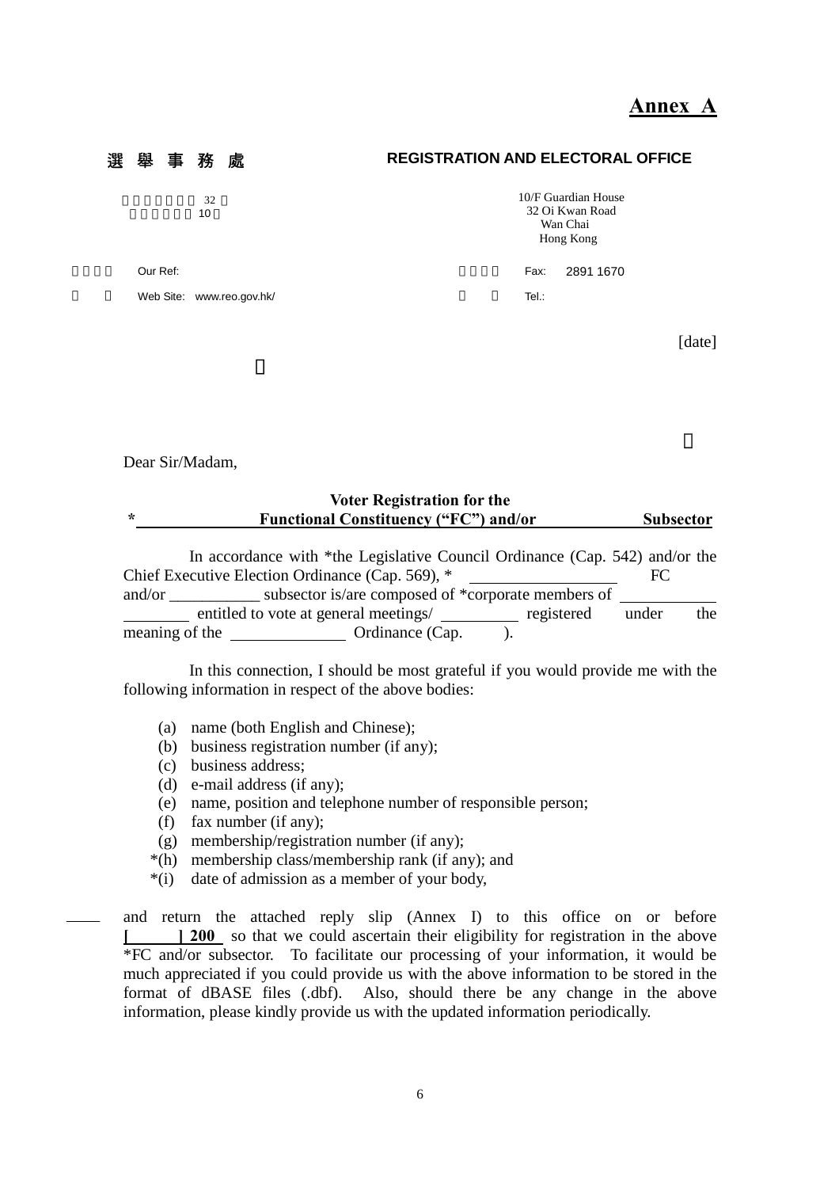**Annex A**

選 舉 事 務 處　　　　REGISTRATION AND ELECTORAL OFFICE

32
10

10/F Guardian House
32 Oi Kwan Road
Wan Chai
Hong Kong

Our Ref:　　　　　　　　　　　　Fax:　2891 1670

Web Site:　www.reo.gov.hk/　　　　Tel.:

[date]

Dear Sir/Madam,

**Voter Registration for the**
**\*\_\_\_\_\_\_\_\_\_\_ Functional Constituency (“FC”) and/or \_\_\_\_\_\_\_\_\_\_ Subsector**

In accordance with *the Legislative Council Ordinance (Cap. 542) and/or the Chief Executive Election Ordinance (Cap. 569), * \_\_\_\_\_\_\_\_\_\_\_\_\_\_ FC and/or \_\_\_\_\_\_\_\_\_\_\_ subsector is/are composed of *corporate members of \_\_\_\_\_\_\_\_\_\_\_\_\_\_\_\_\_\_\_\_ entitled to vote at general meetings/ \_\_\_\_\_\_\_\_\_ registered under the meaning of the \_\_\_\_\_\_\_\_\_\_\_\_\_\_ Ordinance (Cap. \_\_\_\_).

In this connection, I should be most grateful if you would provide me with the following information in respect of the above bodies:

(a) name (both English and Chinese);
(b) business registration number (if any);
(c) business address;
(d) e-mail address (if any);
(e) name, position and telephone number of responsible person;
(f) fax number (if any);
(g) membership/registration number (if any);
*(h) membership class/membership rank (if any); and
*(i) date of admission as a member of your body,

and return the attached reply slip (Annex I) to this office on or before **[\_\_\_\_\_\_] 200\_** so that we could ascertain their eligibility for registration in the above *FC and/or subsector. To facilitate our processing of your information, it would be much appreciated if you could provide us with the above information to be stored in the format of dBASE files (.dbf). Also, should there be any change in the above information, please kindly provide us with the updated information periodically.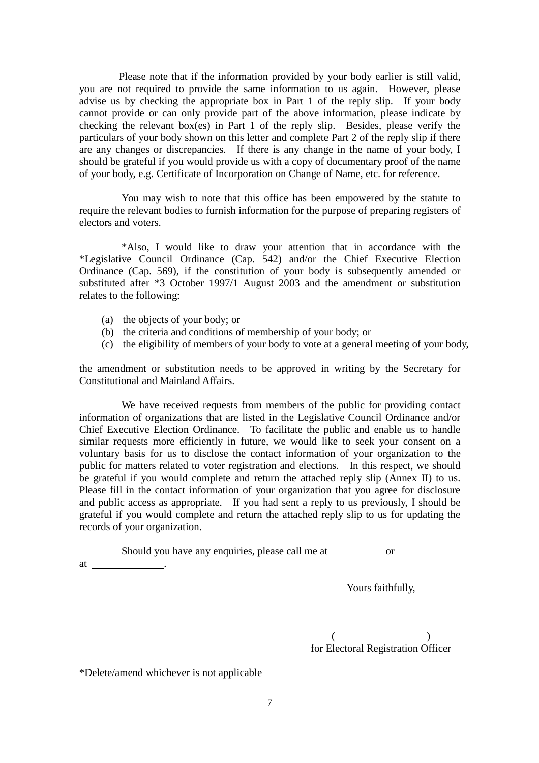Please note that if the information provided by your body earlier is still valid, you are not required to provide the same information to us again. However, please advise us by checking the appropriate box in Part 1 of the reply slip. If your body cannot provide or can only provide part of the above information, please indicate by checking the relevant box(es) in Part 1 of the reply slip. Besides, please verify the particulars of your body shown on this letter and complete Part 2 of the reply slip if there are any changes or discrepancies. If there is any change in the name of your body, I should be grateful if you would provide us with a copy of documentary proof of the name of your body, e.g. Certificate of Incorporation on Change of Name, etc. for reference.

You may wish to note that this office has been empowered by the statute to require the relevant bodies to furnish information for the purpose of preparing registers of electors and voters.

*Also, I would like to draw your attention that in accordance with the *Legislative Council Ordinance (Cap. 542) and/or the Chief Executive Election Ordinance (Cap. 569), if the constitution of your body is subsequently amended or substituted after *3 October 1997/1 August 2003 and the amendment or substitution relates to the following:

(a) the objects of your body; or
(b) the criteria and conditions of membership of your body; or
(c) the eligibility of members of your body to vote at a general meeting of your body,

the amendment or substitution needs to be approved in writing by the Secretary for Constitutional and Mainland Affairs.

We have received requests from members of the public for providing contact information of organizations that are listed in the Legislative Council Ordinance and/or Chief Executive Election Ordinance. To facilitate the public and enable us to handle similar requests more efficiently in future, we would like to seek your consent on a voluntary basis for us to disclose the contact information of your organization to the public for matters related to voter registration and elections. In this respect, we should be grateful if you would complete and return the attached reply slip (Annex II) to us. Please fill in the contact information of your organization that you agree for disclosure and public access as appropriate. If you had sent a reply to us previously, I should be grateful if you would complete and return the attached reply slip to us for updating the records of your organization.

Should you have any enquiries, please call me at ________ or ___________ at _____________.

Yours faithfully,

( )
for Electoral Registration Officer

*Delete/amend whichever is not applicable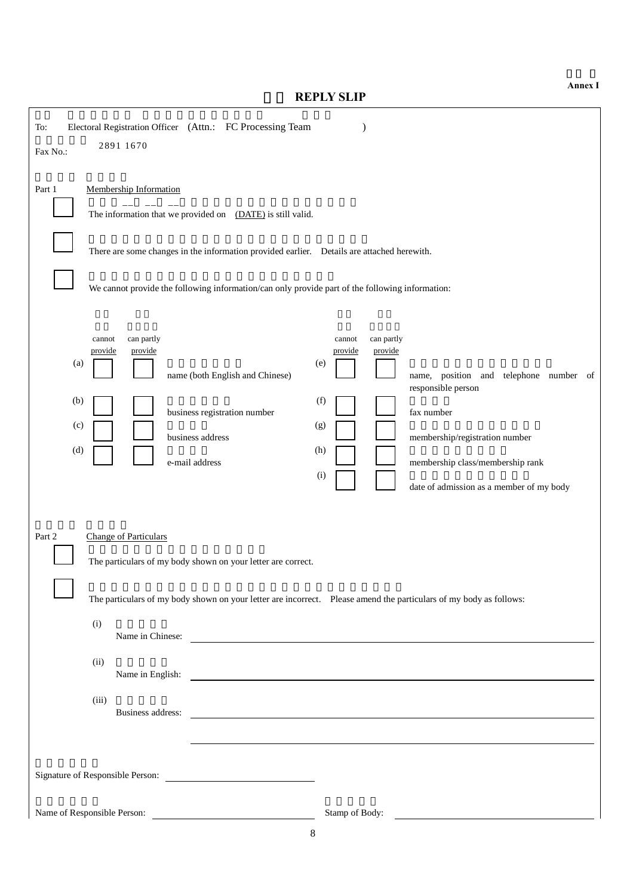**Annex I**

# REPLY SLIP

To: Electoral Registration Officer (Attn.: FC Processing Team )

Fax No.: 2891 1670

## Part 1 Membership Information

☐ The information that we provided on (DATE) is still valid.

☐ There are some changes in the information provided earlier. Details are attached herewith.

☐ We cannot provide the following information/can only provide part of the following information:

| | cannot provide | can partly provide | | | cannot provide | can partly provide | |
|---|---|---|---|---|---|---|---|
| (a) | ☐ | ☐ | name (both English and Chinese) | (e) | ☐ | ☐ | name, position and telephone number of responsible person |
| (b) | ☐ | ☐ | business registration number | (f) | ☐ | ☐ | fax number |
| (c) | ☐ | ☐ | business address | (g) | ☐ | ☐ | membership/registration number |
| (d) | ☐ | ☐ | e-mail address | (h) | ☐ | ☐ | membership class/membership rank |
| | | | | (i) | ☐ | ☐ | date of admission as a member of my body |

## Part 2 Change of Particulars

☐ The particulars of my body shown on your letter are correct.

☐ The particulars of my body shown on your letter are incorrect. Please amend the particulars of my body as follows:

(i) Name in Chinese: ______________________________

(ii) Name in English: ______________________________

(iii) Business address: ______________________________

______________________________

Signature of Responsible Person: ______________________

Name of Responsible Person: ______________________ Stamp of Body: ______________________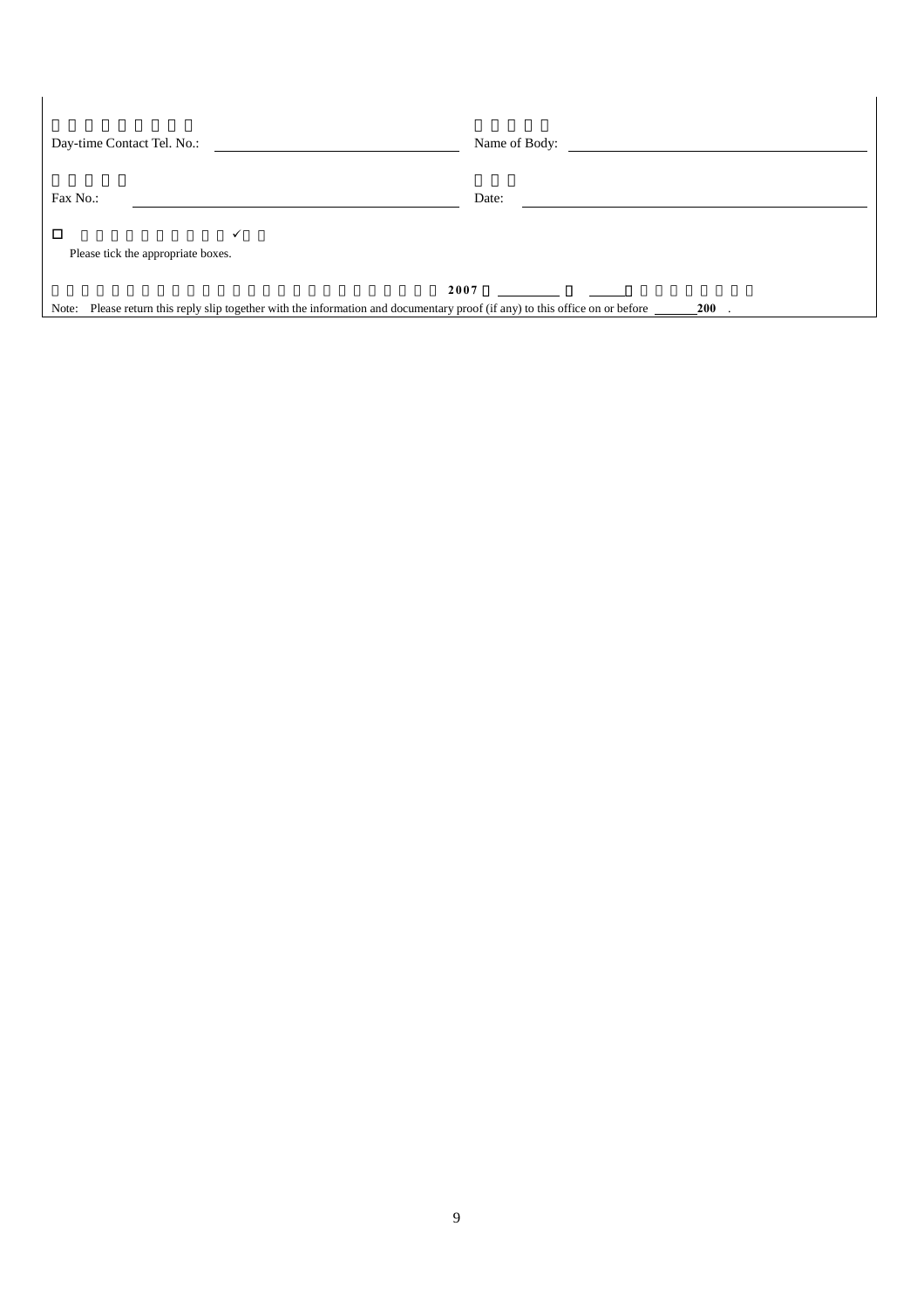Day-time Contact Tel. No.: ____________________

Name of Body: ____________________

Fax No.: ____________________

Date: ____________________

☐ ✓

Please tick the appropriate boxes.

2007 ________ ______

Note: Please return this reply slip together with the information and documentary proof (if any) to this office on or before ________ 200 .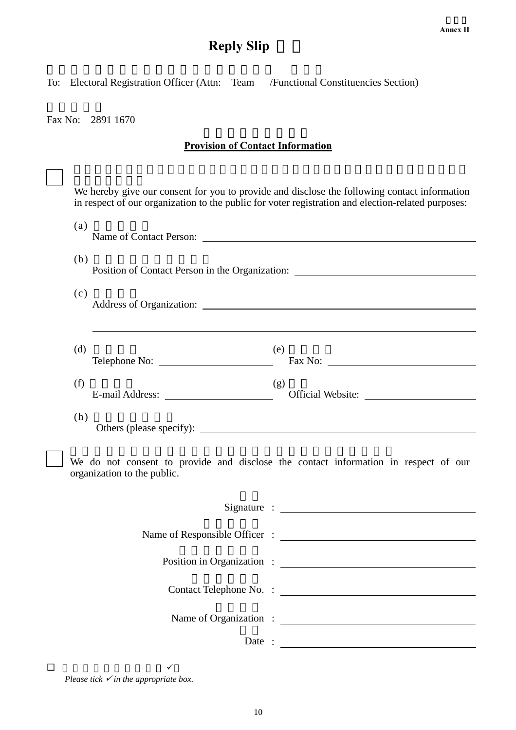**Annex II**

# Reply Slip

To: Electoral Registration Officer (Attn: Team /Functional Constituencies Section)

Fax No: 2891 1670

## Provision of Contact Information

☐ We hereby give our consent for you to provide and disclose the following contact information in respect of our organization to the public for voter registration and election-related purposes:

(a) Name of Contact Person: \_\_\_\_\_\_\_\_\_\_\_\_\_\_\_\_\_\_\_\_

(b) Position of Contact Person in the Organization: \_\_\_\_\_\_\_\_\_\_\_\_\_\_\_\_\_\_\_\_

(c) Address of Organization: \_\_\_\_\_\_\_\_\_\_\_\_\_\_\_\_\_\_\_\_

\_\_\_\_\_\_\_\_\_\_\_\_\_\_\_\_\_\_\_\_

(d) Telephone No: \_\_\_\_\_\_\_\_\_\_\_\_\_\_\_\_\_\_\_\_ (e) Fax No: \_\_\_\_\_\_\_\_\_\_\_\_\_\_\_\_\_\_\_\_

(f) E-mail Address: \_\_\_\_\_\_\_\_\_\_\_\_\_\_\_\_\_\_\_\_ (g) Official Website: \_\_\_\_\_\_\_\_\_\_\_\_\_\_\_\_\_\_\_\_

(h) Others (please specify): \_\_\_\_\_\_\_\_\_\_\_\_\_\_\_\_\_\_\_\_

☐ We do not consent to provide and disclose the contact information in respect of our organization to the public.

Signature : \_\_\_\_\_\_\_\_\_\_\_\_\_\_\_\_\_\_\_\_

Name of Responsible Officer : \_\_\_\_\_\_\_\_\_\_\_\_\_\_\_\_\_\_\_\_

Position in Organization : \_\_\_\_\_\_\_\_\_\_\_\_\_\_\_\_\_\_\_\_

Contact Telephone No. : \_\_\_\_\_\_\_\_\_\_\_\_\_\_\_\_\_\_\_\_

Name of Organization : \_\_\_\_\_\_\_\_\_\_\_\_\_\_\_\_\_\_\_\_

Date : \_\_\_\_\_\_\_\_\_\_\_\_\_\_\_\_\_\_\_\_

☐ ✓

*Please tick ✓ in the appropriate box.*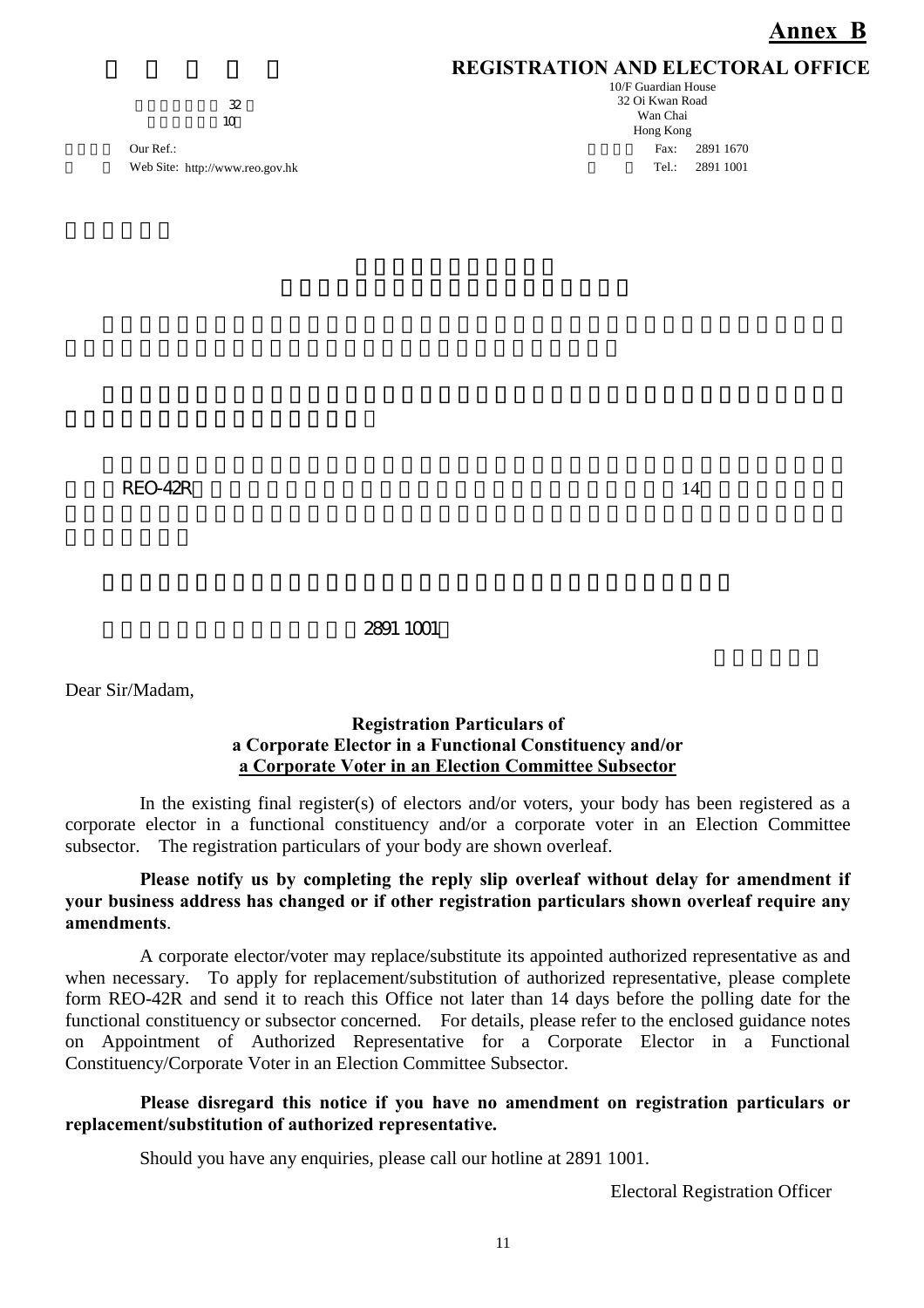# Annex B

## REGISTRATION AND ELECTORAL OFFICE

10/F Guardian House
32 Oi Kwan Road
Wan Chai
Hong Kong

32
10

Our Ref.:
Web Site: http://www.reo.gov.hk

Fax: 2891 1670
Tel.: 2891 1001

REO-42R 14

2891 1001

Dear Sir/Madam,

**Registration Particulars of**
**a Corporate Elector in a Functional Constituency and/or**
**<u>a Corporate Voter in an Election Committee Subsector</u>**

In the existing final register(s) of electors and/or voters, your body has been registered as a corporate elector in a functional constituency and/or a corporate voter in an Election Committee subsector. The registration particulars of your body are shown overleaf.

**Please notify us by completing the reply slip overleaf without delay for amendment if your business address has changed or if other registration particulars shown overleaf require any amendments**.

A corporate elector/voter may replace/substitute its appointed authorized representative as and when necessary. To apply for replacement/substitution of authorized representative, please complete form REO-42R and send it to reach this Office not later than 14 days before the polling date for the functional constituency or subsector concerned. For details, please refer to the enclosed guidance notes on Appointment of Authorized Representative for a Corporate Elector in a Functional Constituency/Corporate Voter in an Election Committee Subsector.

**Please disregard this notice if you have no amendment on registration particulars or replacement/substitution of authorized representative.**

Should you have any enquiries, please call our hotline at 2891 1001.

Electoral Registration Officer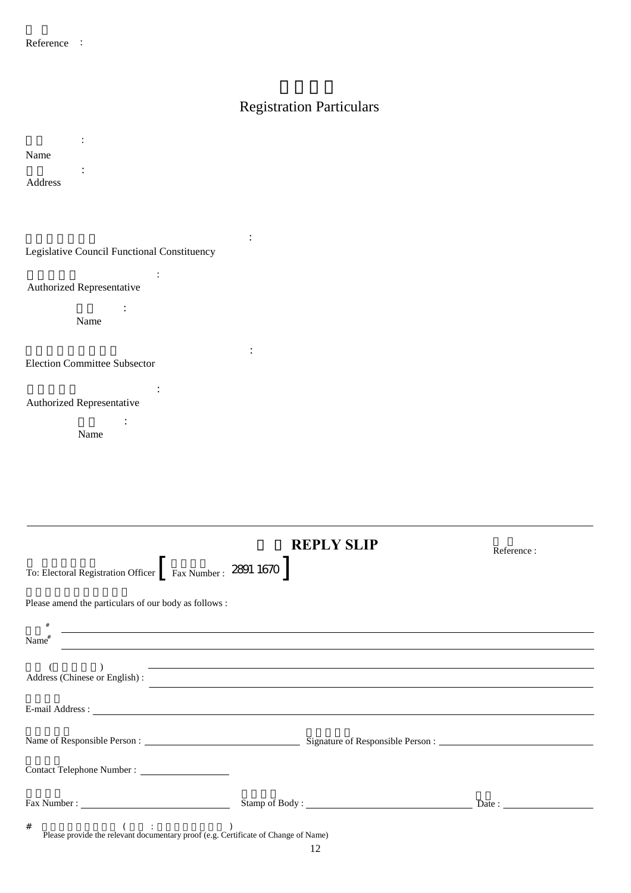Reference :

# Registration Particulars

Name :

Address :

Legislative Council Functional Constituency :

Authorized Representative :

Name :

Election Committee Subsector :

Authorized Representative :

Name :

---

## REPLY SLIP

Reference :

To: Electoral Registration Officer [ Fax Number : 2891 1670 ]

Please amend the particulars of our body as follows :

Name# \_\_\_\_\_\_\_\_\_\_\_\_\_\_\_\_\_\_\_\_\_\_\_\_\_\_\_\_\_\_\_\_\_\_\_\_\_\_\_\_

Address (Chinese or English) : \_\_\_\_\_\_\_\_\_\_\_\_\_\_\_\_\_\_\_\_\_\_\_\_\_\_\_\_\_\_\_\_\_\_\_\_\_\_\_\_

E-mail Address : \_\_\_\_\_\_\_\_\_\_\_\_\_\_\_\_\_\_\_\_\_\_\_\_\_\_\_\_\_\_\_\_\_\_\_\_\_\_\_\_

Name of Responsible Person : \_\_\_\_\_\_\_\_\_\_\_\_\_\_\_\_\_\_\_\_ Signature of Responsible Person : \_\_\_\_\_\_\_\_\_\_\_\_\_\_\_\_\_\_\_\_

Contact Telephone Number : \_\_\_\_\_\_\_\_\_\_\_\_\_\_\_\_\_\_\_\_

Fax Number : \_\_\_\_\_\_\_\_\_\_\_\_\_\_\_\_\_\_\_\_ Stamp of Body : \_\_\_\_\_\_\_\_\_\_\_\_\_\_\_\_\_\_\_\_ Date : \_\_\_\_\_\_\_\_\_\_\_\_\_\_\_\_\_\_\_\_

# Please provide the relevant documentary proof (e.g. Certificate of Change of Name)